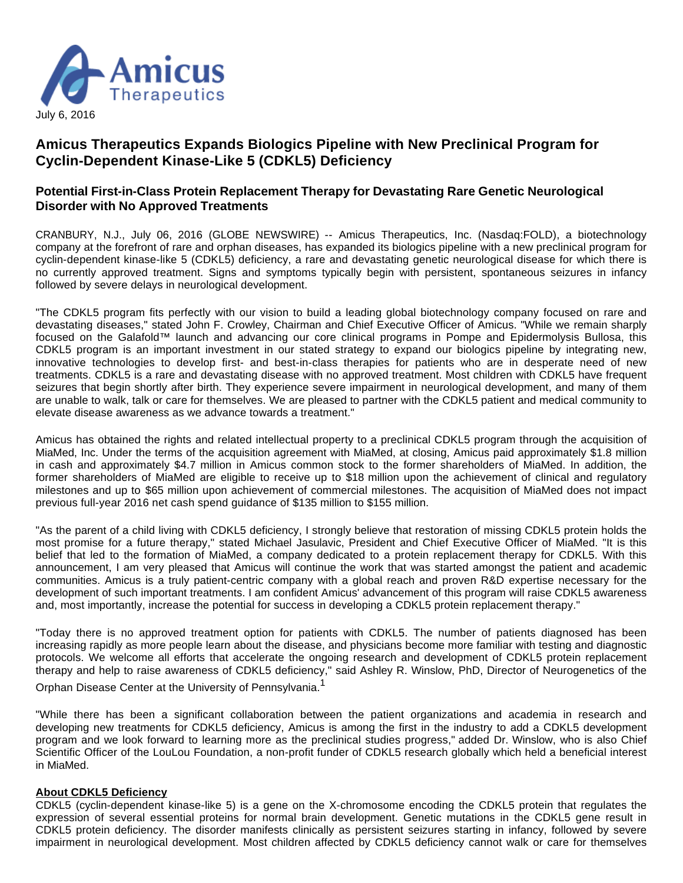Amicus Therapeutics

July 6, 2016

# Amicus Therapeutics Expands Biologics Pipeline with New Preclinical Program for Cyclin-Dependent Kinase-Like 5 (CDKL5) Deficiency

## Potential First-in-Class Protein Replacement Therapy for Devastating Rare Genetic Neurological Disorder with No Approved Treatments

CRANBURY, N.J., July 06, 2016 (GLOBE NEWSWIRE) -- Amicus Therapeutics, Inc. (Nasdaq:FOLD), a biotechnology company at the forefront of rare and orphan diseases, has expanded its biologics pipeline with a new preclinical program for cyclin-dependent kinase-like 5 (CDKL5) deficiency, a rare and devastating genetic neurological disease for which there is no currently approved treatment. Signs and symptoms typically begin with persistent, spontaneous seizures in infancy followed by severe delays in neurological development.

"The CDKL5 program fits perfectly with our vision to build a leading global biotechnology company focused on rare and devastating diseases," stated John F. Crowley, Chairman and Chief Executive Officer of Amicus. "While we remain sharply focused on the Galafold™ launch and advancing our core clinical programs in Pompe and Epidermolysis Bullosa, this CDKL5 program is an important investment in our stated strategy to expand our biologics pipeline by integrating new, innovative technologies to develop first- and best-in-class therapies for patients who are in desperate need of new treatments. CDKL5 is a rare and devastating disease with no approved treatment. Most children with CDKL5 have frequent seizures that begin shortly after birth. They experience severe impairment in neurological development, and many of them are unable to walk, talk or care for themselves. We are pleased to partner with the CDKL5 patient and medical community to elevate disease awareness as we advance towards a treatment."

Amicus has obtained the rights and related intellectual property to a preclinical CDKL5 program through the acquisition of MiaMed, Inc. Under the terms of the acquisition agreement with MiaMed, at closing, Amicus paid approximately $1.8 million in cash and approximately $4.7 million in Amicus common stock to the former shareholders of MiaMed. In addition, the former shareholders of MiaMed are eligible to receive up to $18 million upon the achievement of clinical and regulatory milestones and up to $65 million upon achievement of commercial milestones. The acquisition of MiaMed does not impact previous full-year 2016 net cash spend guidance of $135 million to $155 million.

"As the parent of a child living with CDKL5 deficiency, I strongly believe that restoration of missing CDKL5 protein holds the most promise for a future therapy," stated Michael Jasulavic, President and Chief Executive Officer of MiaMed. "It is this belief that led to the formation of MiaMed, a company dedicated to a protein replacement therapy for CDKL5. With this announcement, I am very pleased that Amicus will continue the work that was started amongst the patient and academic communities. Amicus is a truly patient-centric company with a global reach and proven R&D expertise necessary for the development of such important treatments. I am confident Amicus' advancement of this program will raise CDKL5 awareness and, most importantly, increase the potential for success in developing a CDKL5 protein replacement therapy."

"Today there is no approved treatment option for patients with CDKL5. The number of patients diagnosed has been increasing rapidly as more people learn about the disease, and physicians become more familiar with testing and diagnostic protocols. We welcome all efforts that accelerate the ongoing research and development of CDKL5 protein replacement therapy and help to raise awareness of CDKL5 deficiency," said Ashley R. Winslow, PhD, Director of Neurogenetics of the Orphan Disease Center at the University of Pennsylvania.[1]

"While there has been a significant collaboration between the patient organizations and academia in research and developing new treatments for CDKL5 deficiency, Amicus is among the first in the industry to add a CDKL5 development program and we look forward to learning more as the preclinical studies progress," added Dr. Winslow, who is also Chief Scientific Officer of the LouLou Foundation, a non-profit funder of CDKL5 research globally which held a beneficial interest in MiaMed.

**About CDKL5 Deficiency**

CDKL5 (cyclin-dependent kinase-like 5) is a gene on the X-chromosome encoding the CDKL5 protein that regulates the expression of several essential proteins for normal brain development. Genetic mutations in the CDKL5 gene result in CDKL5 protein deficiency. The disorder manifests clinically as persistent seizures starting in infancy, followed by severe impairment in neurological development. Most children affected by CDKL5 deficiency cannot walk or care for themselves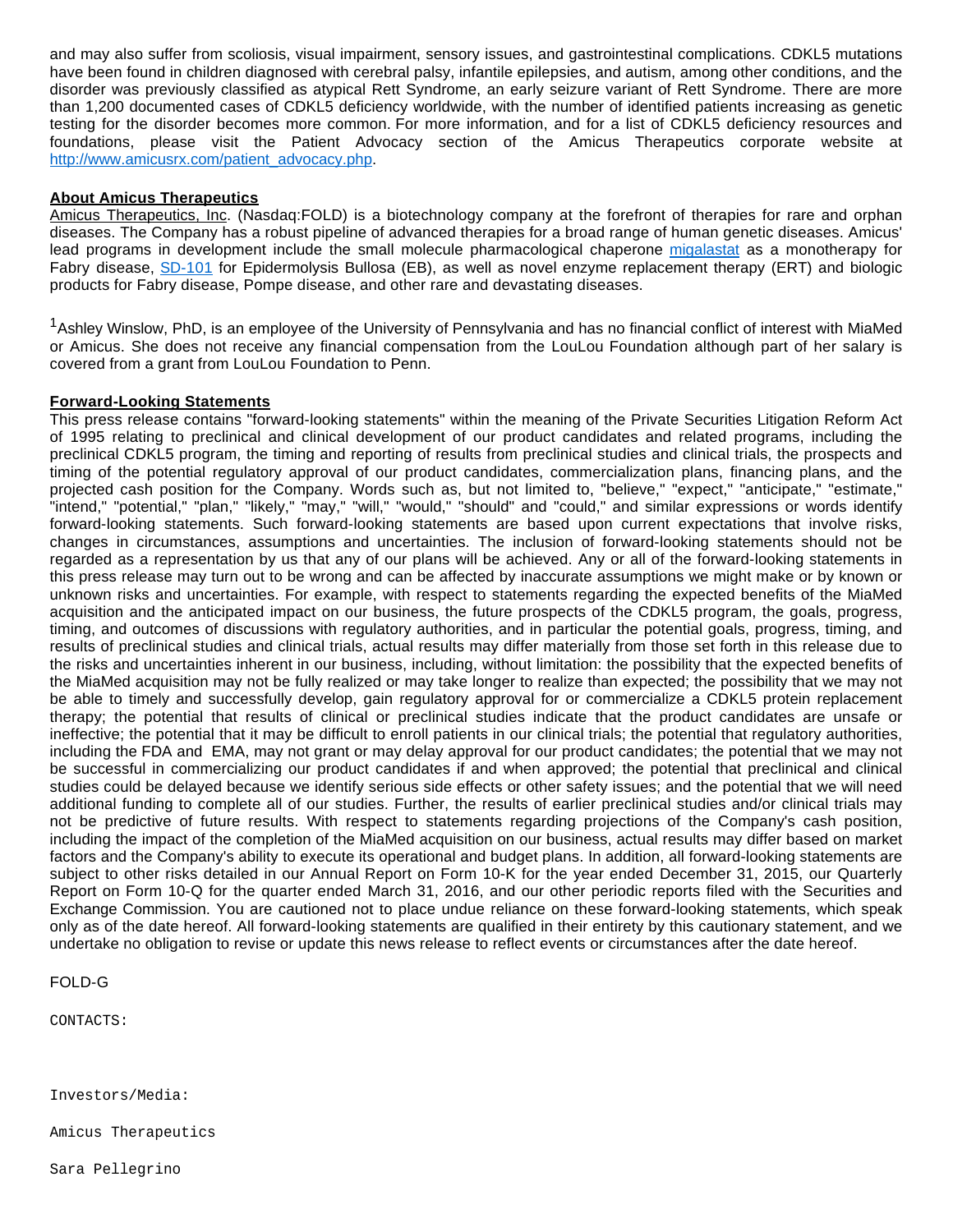and may also suffer from scoliosis, visual impairment, sensory issues, and gastrointestinal complications. CDKL5 mutations have been found in children diagnosed with cerebral palsy, infantile epilepsies, and autism, among other conditions, and the disorder was previously classified as atypical Rett Syndrome, an early seizure variant of Rett Syndrome. There are more than 1,200 documented cases of CDKL5 deficiency worldwide, with the number of identified patients increasing as genetic testing for the disorder becomes more common. For more information, and for a list of CDKL5 deficiency resources and foundations, please visit the Patient Advocacy section of the Amicus Therapeutics corporate website at http://www.amicusrx.com/patient_advocacy.php.

**About Amicus Therapeutics**

Amicus Therapeutics, Inc. (Nasdaq:FOLD) is a biotechnology company at the forefront of therapies for rare and orphan diseases. The Company has a robust pipeline of advanced therapies for a broad range of human genetic diseases. Amicus' lead programs in development include the small molecule pharmacological chaperone migalastat as a monotherapy for Fabry disease, SD-101 for Epidermolysis Bullosa (EB), as well as novel enzyme replacement therapy (ERT) and biologic products for Fabry disease, Pompe disease, and other rare and devastating diseases.

[1]Ashley Winslow, PhD, is an employee of the University of Pennsylvania and has no financial conflict of interest with MiaMed or Amicus. She does not receive any financial compensation from the LouLou Foundation although part of her salary is covered from a grant from LouLou Foundation to Penn.

**Forward-Looking Statements**

This press release contains "forward-looking statements" within the meaning of the Private Securities Litigation Reform Act of 1995 relating to preclinical and clinical development of our product candidates and related programs, including the preclinical CDKL5 program, the timing and reporting of results from preclinical studies and clinical trials, the prospects and timing of the potential regulatory approval of our product candidates, commercialization plans, financing plans, and the projected cash position for the Company. Words such as, but not limited to, "believe," "expect," "anticipate," "estimate," "intend," "potential," "plan," "likely," "may," "will," "would," "should" and "could," and similar expressions or words identify forward-looking statements. Such forward-looking statements are based upon current expectations that involve risks, changes in circumstances, assumptions and uncertainties. The inclusion of forward-looking statements should not be regarded as a representation by us that any of our plans will be achieved. Any or all of the forward-looking statements in this press release may turn out to be wrong and can be affected by inaccurate assumptions we might make or by known or unknown risks and uncertainties. For example, with respect to statements regarding the expected benefits of the MiaMed acquisition and the anticipated impact on our business, the future prospects of the CDKL5 program, the goals, progress, timing, and outcomes of discussions with regulatory authorities, and in particular the potential goals, progress, timing, and results of preclinical studies and clinical trials, actual results may differ materially from those set forth in this release due to the risks and uncertainties inherent in our business, including, without limitation: the possibility that the expected benefits of the MiaMed acquisition may not be fully realized or may take longer to realize than expected; the possibility that we may not be able to timely and successfully develop, gain regulatory approval for or commercialize a CDKL5 protein replacement therapy; the potential that results of clinical or preclinical studies indicate that the product candidates are unsafe or ineffective; the potential that it may be difficult to enroll patients in our clinical trials; the potential that regulatory authorities, including the FDA and EMA, may not grant or may delay approval for our product candidates; the potential that we may not be successful in commercializing our product candidates if and when approved; the potential that preclinical and clinical studies could be delayed because we identify serious side effects or other safety issues; and the potential that we will need additional funding to complete all of our studies. Further, the results of earlier preclinical studies and/or clinical trials may not be predictive of future results. With respect to statements regarding projections of the Company's cash position, including the impact of the completion of the MiaMed acquisition on our business, actual results may differ based on market factors and the Company's ability to execute its operational and budget plans. In addition, all forward-looking statements are subject to other risks detailed in our Annual Report on Form 10-K for the year ended December 31, 2015, our Quarterly Report on Form 10-Q for the quarter ended March 31, 2016, and our other periodic reports filed with the Securities and Exchange Commission. You are cautioned not to place undue reliance on these forward-looking statements, which speak only as of the date hereof. All forward-looking statements are qualified in their entirety by this cautionary statement, and we undertake no obligation to revise or update this news release to reflect events or circumstances after the date hereof.

FOLD-G

CONTACTS:

Investors/Media:

Amicus Therapeutics

Sara Pellegrino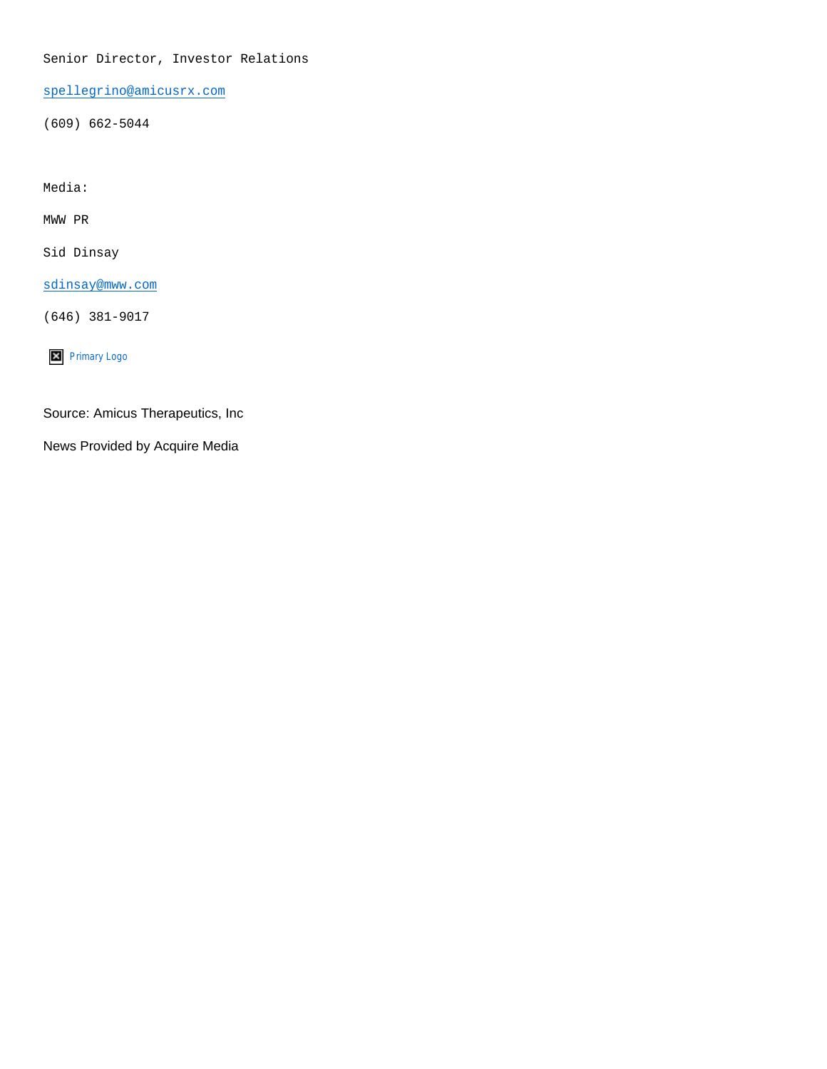Senior Director, Investor Relations

spellegrino@amicusrx.com

(609) 662-5044

Media:

MWW PR

Sid Dinsay

sdinsay@mww.com

(646) 381-9017

Primary Logo

Source: Amicus Therapeutics, Inc

News Provided by Acquire Media